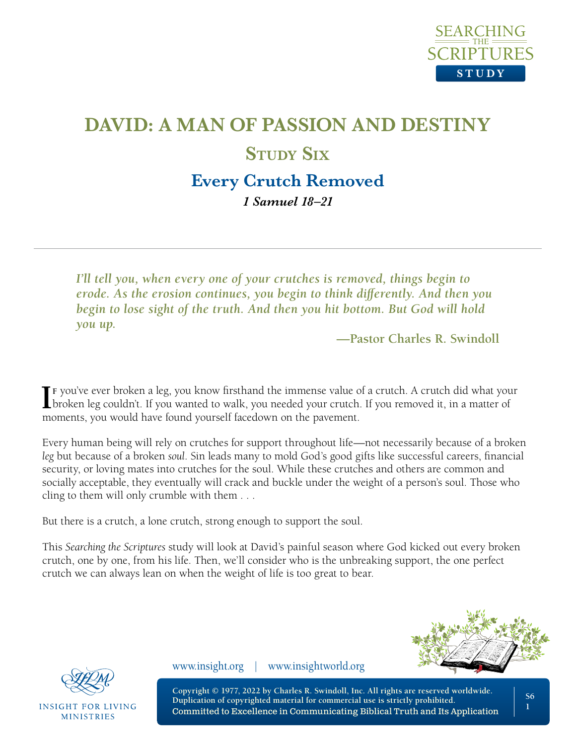# DAVID: A MAN OF PASSION AND DESTINY

## Study Six

## Every Crutch Removed

***1 Samuel 18–21***

---

> *I'll tell you, when every one of your crutches is removed, things begin to erode. As the erosion continues, you begin to think differently. And then you begin to lose sight of the truth. And then you hit bottom. But God will hold you up.*
>
> **—Pastor Charles R. Swindoll**

If you've ever broken a leg, you know firsthand the immense value of a crutch. A crutch did what your broken leg couldn't. If you wanted to walk, you needed your crutch. If you removed it, in a matter of moments, you would have found yourself facedown on the pavement.

Every human being will rely on crutches for support throughout life—not necessarily because of a broken *leg* but because of a broken *soul*. Sin leads many to mold God's good gifts like successful careers, financial security, or loving mates into crutches for the soul. While these crutches and others are common and socially acceptable, they eventually will crack and buckle under the weight of a person's soul. Those who cling to them will only crumble with them . . .

But there is a crutch, a lone crutch, strong enough to support the soul.

This *Searching the Scriptures* study will look at David's painful season where God kicked out every broken crutch, one by one, from his life. Then, we'll consider who is the unbreaking support, the one perfect crutch we can always lean on when the weight of life is too great to bear.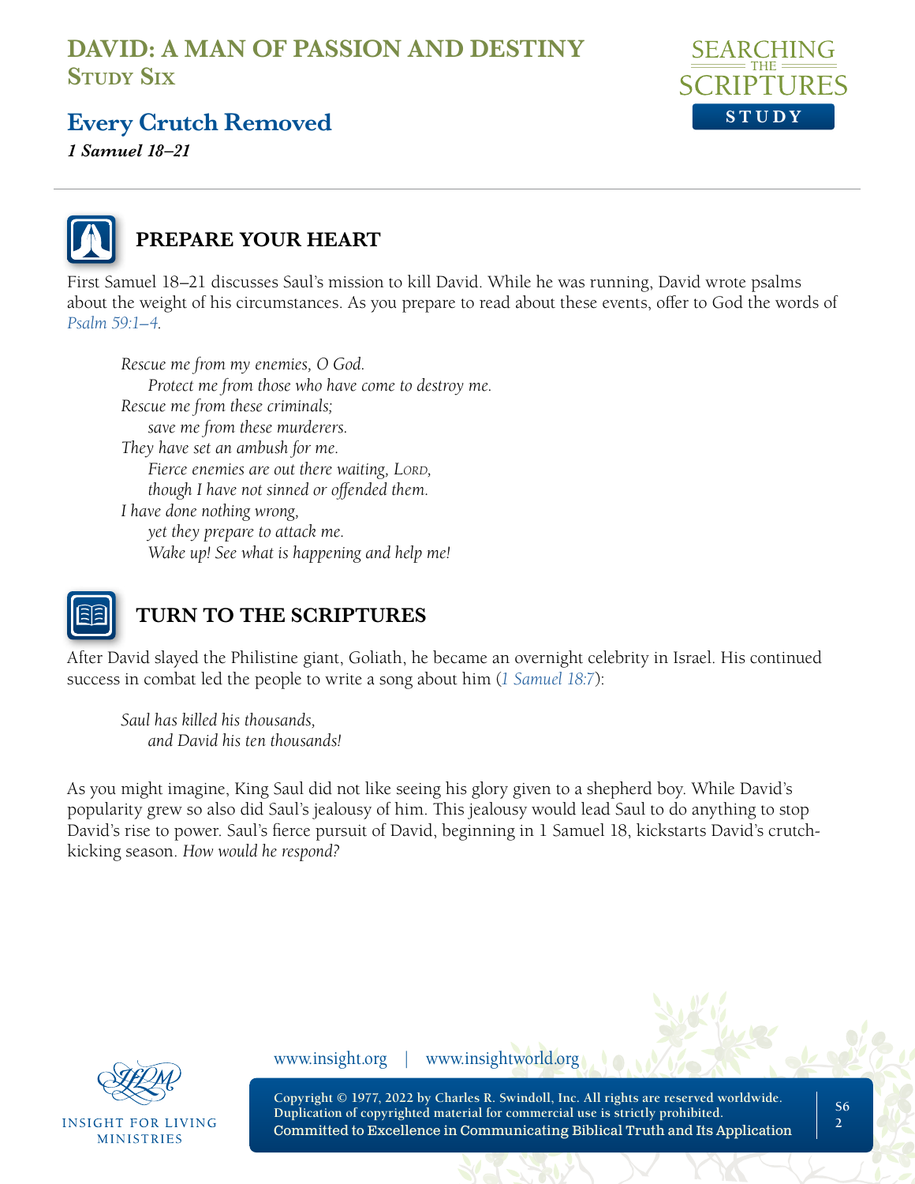# DAVID: A MAN OF PASSION AND DESTINY

## Study Six

## Every Crutch Removed

*1 Samuel 18–21*

---

### PREPARE YOUR HEART

First Samuel 18–21 discusses Saul's mission to kill David. While he was running, David wrote psalms about the weight of his circumstances. As you prepare to read about these events, offer to God the words of *Psalm 59:1–4*.

> *Rescue me from my enemies, O God.*
> *Protect me from those who have come to destroy me.*
> *Rescue me from these criminals;*
> *save me from these murderers.*
> *They have set an ambush for me.*
> *Fierce enemies are out there waiting, LORD,*
> *though I have not sinned or offended them.*
> *I have done nothing wrong,*
> *yet they prepare to attack me.*
> *Wake up! See what is happening and help me!*

### TURN TO THE SCRIPTURES

After David slayed the Philistine giant, Goliath, he became an overnight celebrity in Israel. His continued success in combat led the people to write a song about him (*1 Samuel 18:7*):

> *Saul has killed his thousands,*
> *and David his ten thousands!*

As you might imagine, King Saul did not like seeing his glory given to a shepherd boy. While David's popularity grew so also did Saul's jealousy of him. This jealousy would lead Saul to do anything to stop David's rise to power. Saul's fierce pursuit of David, beginning in 1 Samuel 18, kickstarts David's crutch-kicking season. *How would he respond?*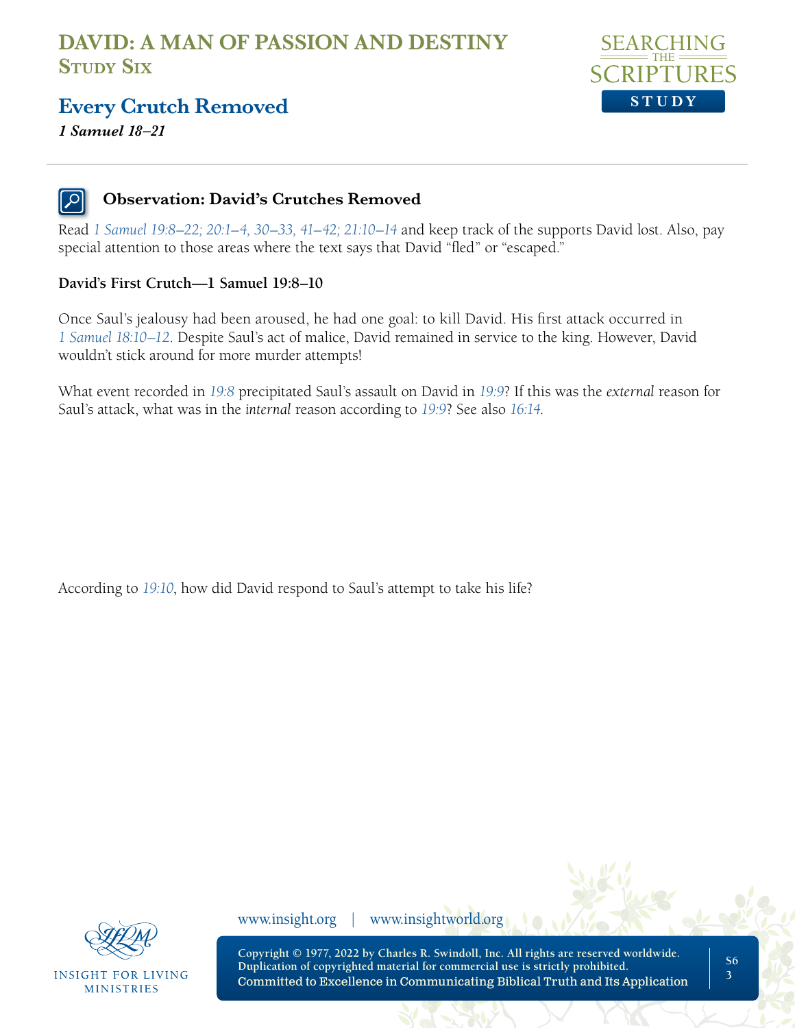# DAVID: A MAN OF PASSION AND DESTINY
## Study Six

## Every Crutch Removed
*1 Samuel 18–21*

### Observation: David's Crutches Removed

Read *1 Samuel 19:8–22; 20:1–4, 30–33, 41–42; 21:10–14* and keep track of the supports David lost. Also, pay special attention to those areas where the text says that David "fled" or "escaped."

**David's First Crutch—1 Samuel 19:8–10**

Once Saul's jealousy had been aroused, he had one goal: to kill David. His first attack occurred in *1 Samuel 18:10–12*. Despite Saul's act of malice, David remained in service to the king. However, David wouldn't stick around for more murder attempts!

What event recorded in *19:8* precipitated Saul's assault on David in *19:9*? If this was the *external* reason for Saul's attack, what was in the *internal* reason according to *19:9*? See also *16:14*.

According to *19:10*, how did David respond to Saul's attempt to take his life?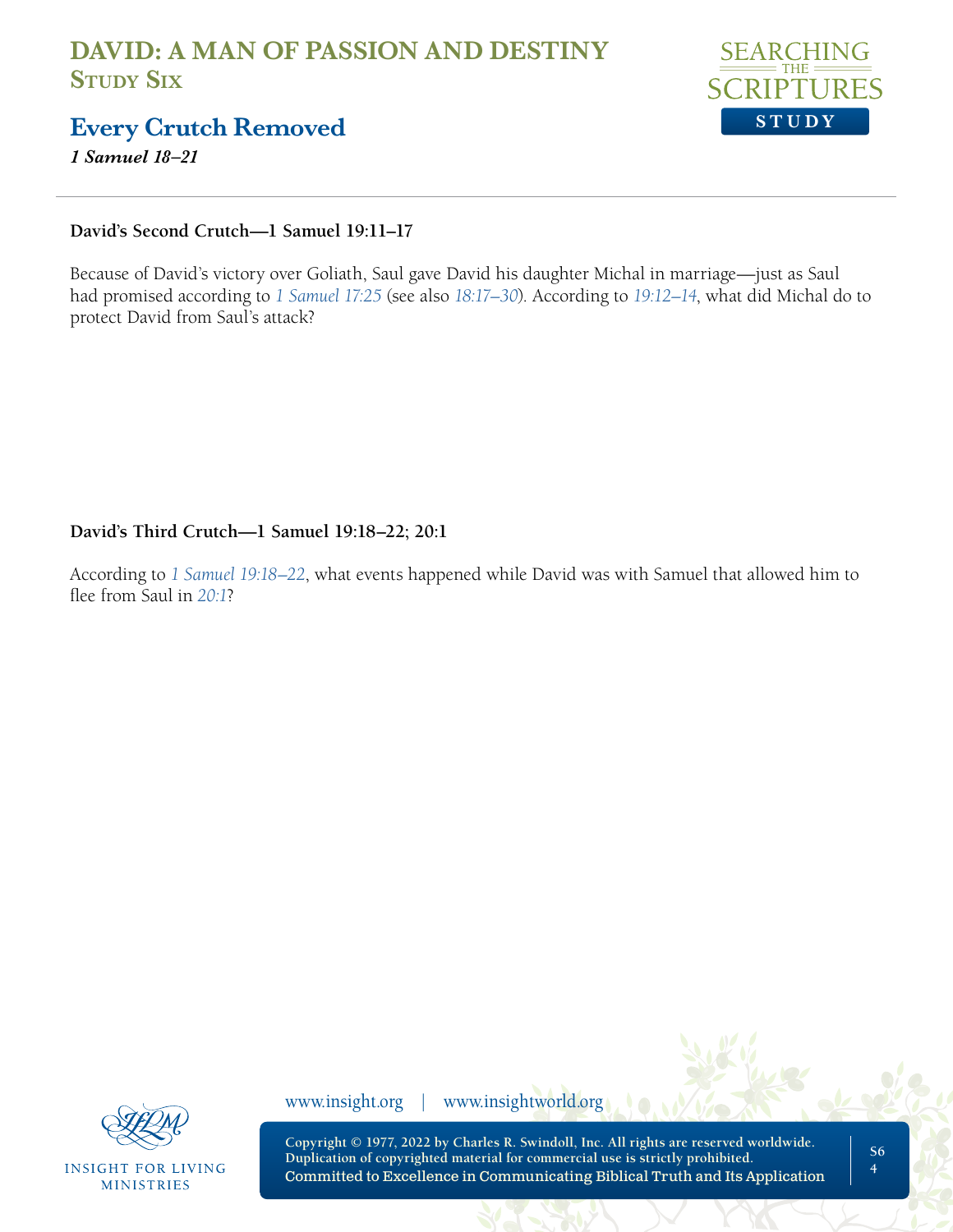# DAVID: A MAN OF PASSION AND DESTINY
## Study Six

## Every Crutch Removed
***1 Samuel 18–21***

**David's Second Crutch—1 Samuel 19:11–17**

Because of David's victory over Goliath, Saul gave David his daughter Michal in marriage—just as Saul had promised according to *1 Samuel 17:25* (see also *18:17–30*). According to *19:12–14*, what did Michal do to protect David from Saul's attack?

**David's Third Crutch—1 Samuel 19:18–22; 20:1**

According to *1 Samuel 19:18–22*, what events happened while David was with Samuel that allowed him to flee from Saul in *20:1*?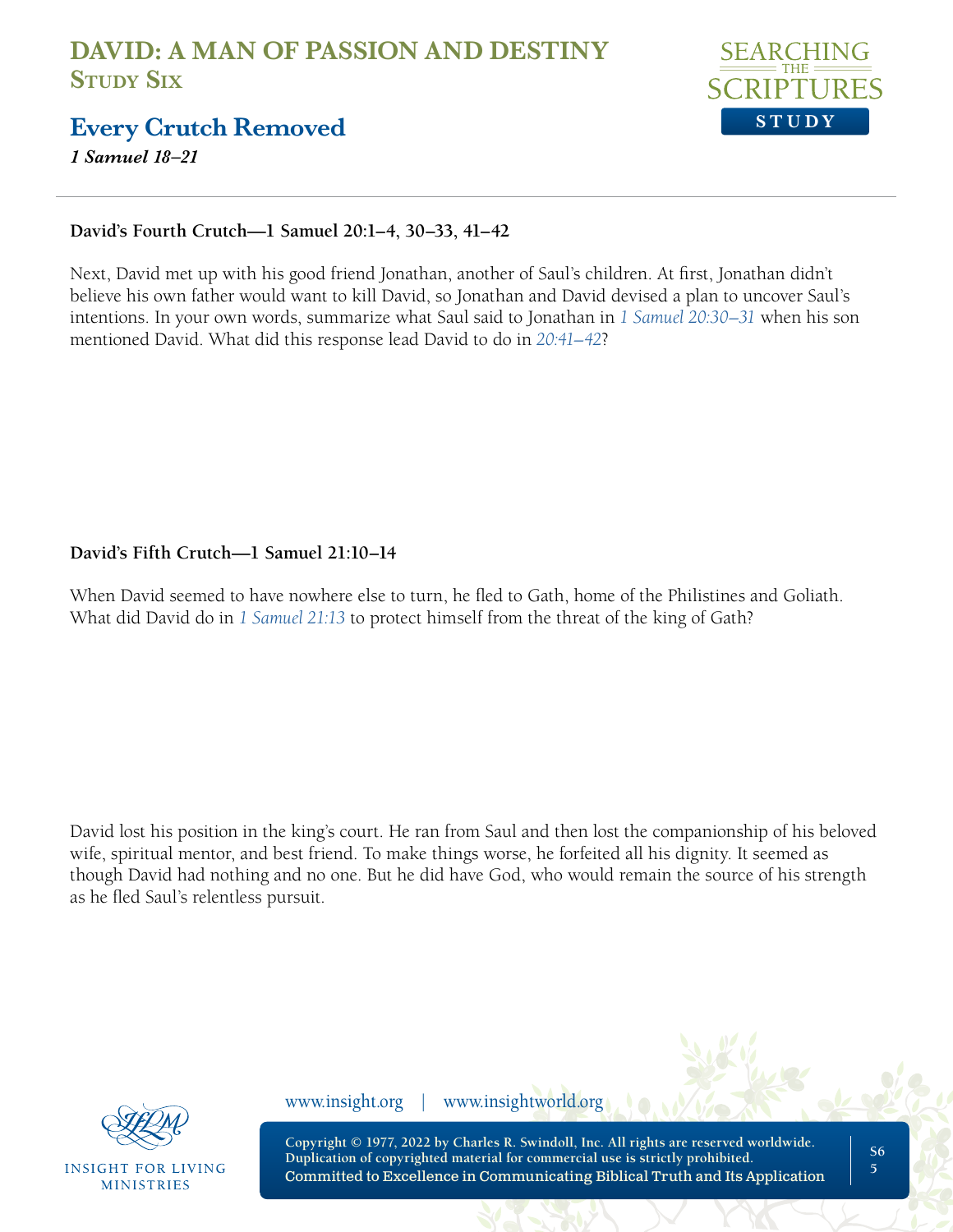**David's Fourth Crutch—1 Samuel 20:1–4, 30–33, 41–42**

Next, David met up with his good friend Jonathan, another of Saul's children. At first, Jonathan didn't believe his own father would want to kill David, so Jonathan and David devised a plan to uncover Saul's intentions. In your own words, summarize what Saul said to Jonathan in *1 Samuel 20:30–31* when his son mentioned David. What did this response lead David to do in *20:41–42*?

**David's Fifth Crutch—1 Samuel 21:10–14**

When David seemed to have nowhere else to turn, he fled to Gath, home of the Philistines and Goliath. What did David do in *1 Samuel 21:13* to protect himself from the threat of the king of Gath?

David lost his position in the king's court. He ran from Saul and then lost the companionship of his beloved wife, spiritual mentor, and best friend. To make things worse, he forfeited all his dignity. It seemed as though David had nothing and no one. But he did have God, who would remain the source of his strength as he fled Saul's relentless pursuit.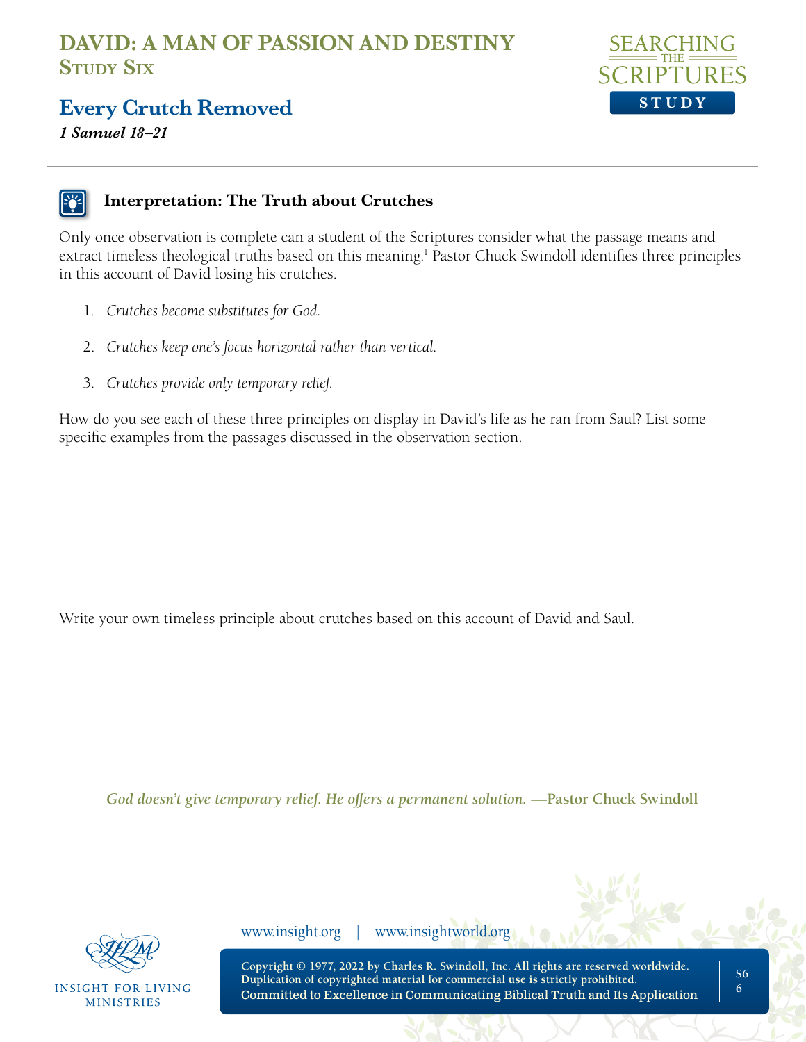# DAVID: A MAN OF PASSION AND DESTINY
## Study Six

## Every Crutch Removed
***1 Samuel 18–21***

### Interpretation: The Truth about Crutches

Only once observation is complete can a student of the Scriptures consider what the passage means and extract timeless theological truths based on this meaning.[1] Pastor Chuck Swindoll identifies three principles in this account of David losing his crutches.

1. *Crutches become substitutes for God.*
2. *Crutches keep one's focus horizontal rather than vertical.*
3. *Crutches provide only temporary relief.*

How do you see each of these three principles on display in David's life as he ran from Saul? List some specific examples from the passages discussed in the observation section.

Write your own timeless principle about crutches based on this account of David and Saul.

*God doesn't give temporary relief. He offers a permanent solution.* **—Pastor Chuck Swindoll**

www.insight.org | www.insightworld.org

Copyright © 1977, 2022 by Charles R. Swindoll, Inc. All rights are reserved worldwide. Duplication of copyrighted material for commercial use is strictly prohibited.
Committed to Excellence in Communicating Biblical Truth and Its Application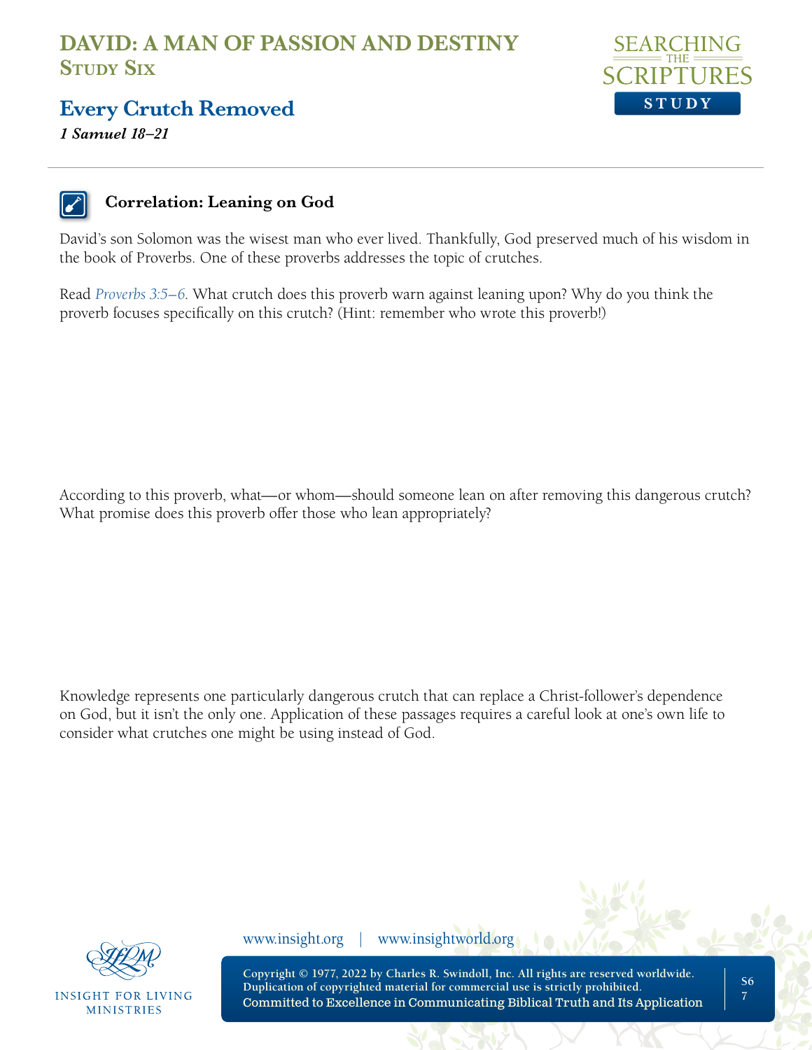# DAVID: A MAN OF PASSION AND DESTINY
## Study Six

## Every Crutch Removed

*1 Samuel 18–21*

### Correlation: Leaning on God

David's son Solomon was the wisest man who ever lived. Thankfully, God preserved much of his wisdom in the book of Proverbs. One of these proverbs addresses the topic of crutches.

Read *Proverbs 3:5–6*. What crutch does this proverb warn against leaning upon? Why do you think the proverb focuses specifically on this crutch? (Hint: remember who wrote this proverb!)

According to this proverb, what—or whom—should someone lean on after removing this dangerous crutch? What promise does this proverb offer those who lean appropriately?

Knowledge represents one particularly dangerous crutch that can replace a Christ-follower's dependence on God, but it isn't the only one. Application of these passages requires a careful look at one's own life to consider what crutches one might be using instead of God.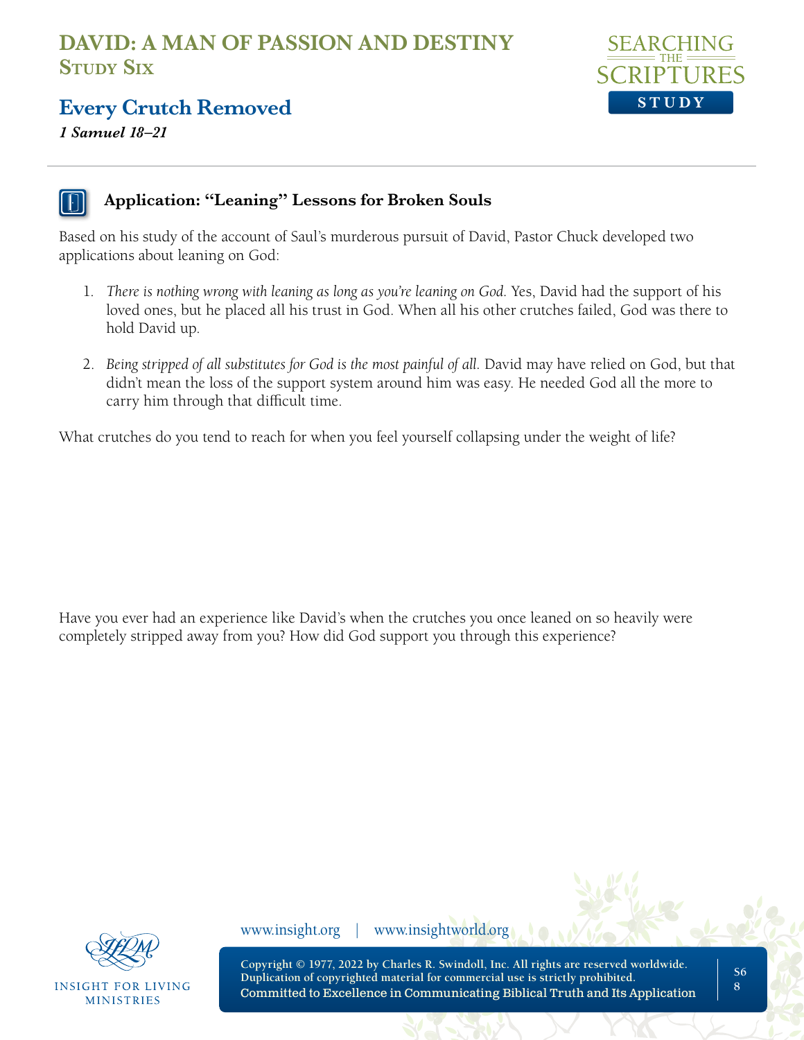# DAVID: A MAN OF PASSION AND DESTINY
## Study Six

## Every Crutch Removed
***1 Samuel 18–21***

### Application: "Leaning" Lessons for Broken Souls

Based on his study of the account of Saul's murderous pursuit of David, Pastor Chuck developed two applications about leaning on God:

1. *There is nothing wrong with leaning as long as you're leaning on God.* Yes, David had the support of his loved ones, but he placed all his trust in God. When all his other crutches failed, God was there to hold David up.
2. *Being stripped of all substitutes for God is the most painful of all.* David may have relied on God, but that didn't mean the loss of the support system around him was easy. He needed God all the more to carry him through that difficult time.

What crutches do you tend to reach for when you feel yourself collapsing under the weight of life?

Have you ever had an experience like David's when the crutches you once leaned on so heavily were completely stripped away from you? How did God support you through this experience?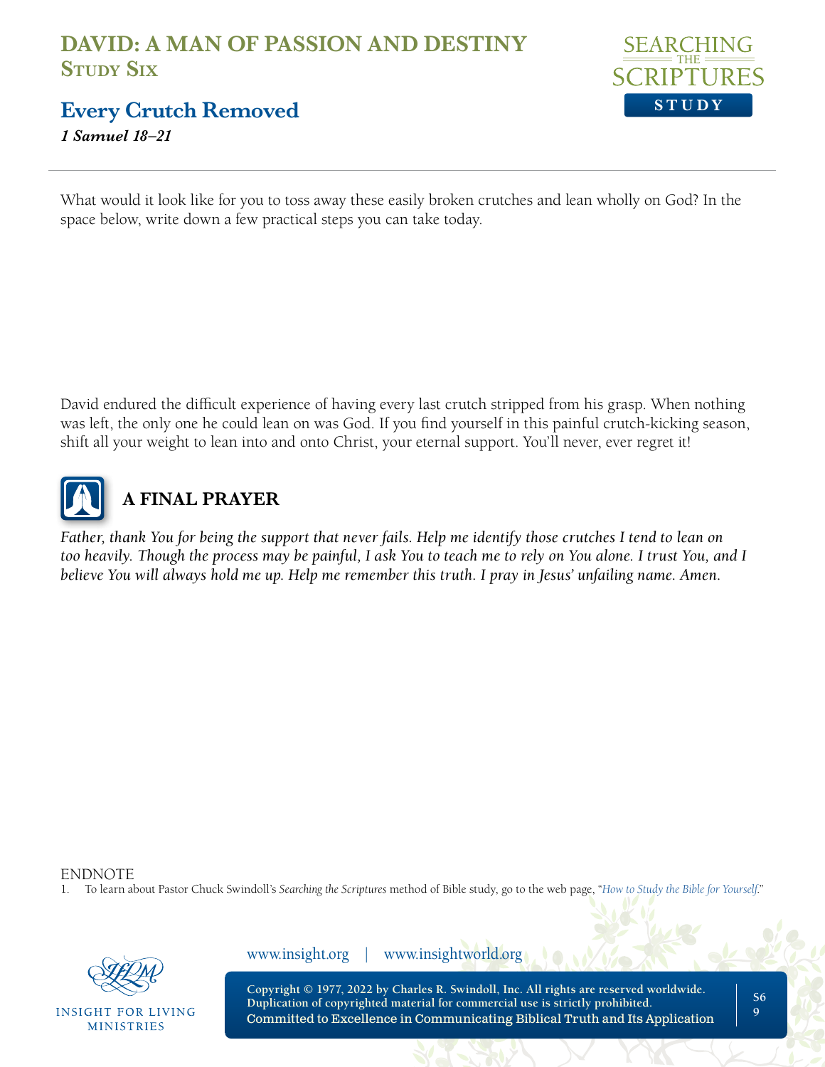What would it look like for you to toss away these easily broken crutches and lean wholly on God? In the space below, write down a few practical steps you can take today.

David endured the difficult experience of having every last crutch stripped from his grasp. When nothing was left, the only one he could lean on was God. If you find yourself in this painful crutch-kicking season, shift all your weight to lean into and onto Christ, your eternal support. You'll never, ever regret it!

## A FINAL PRAYER

*Father, thank You for being the support that never fails. Help me identify those crutches I tend to lean on too heavily. Though the process may be painful, I ask You to teach me to rely on You alone. I trust You, and I believe You will always hold me up. Help me remember this truth. I pray in Jesus' unfailing name. Amen.*

ENDNOTE

1. To learn about Pastor Chuck Swindoll's *Searching the Scriptures* method of Bible study, go to the web page, "*How to Study the Bible for Yourself*."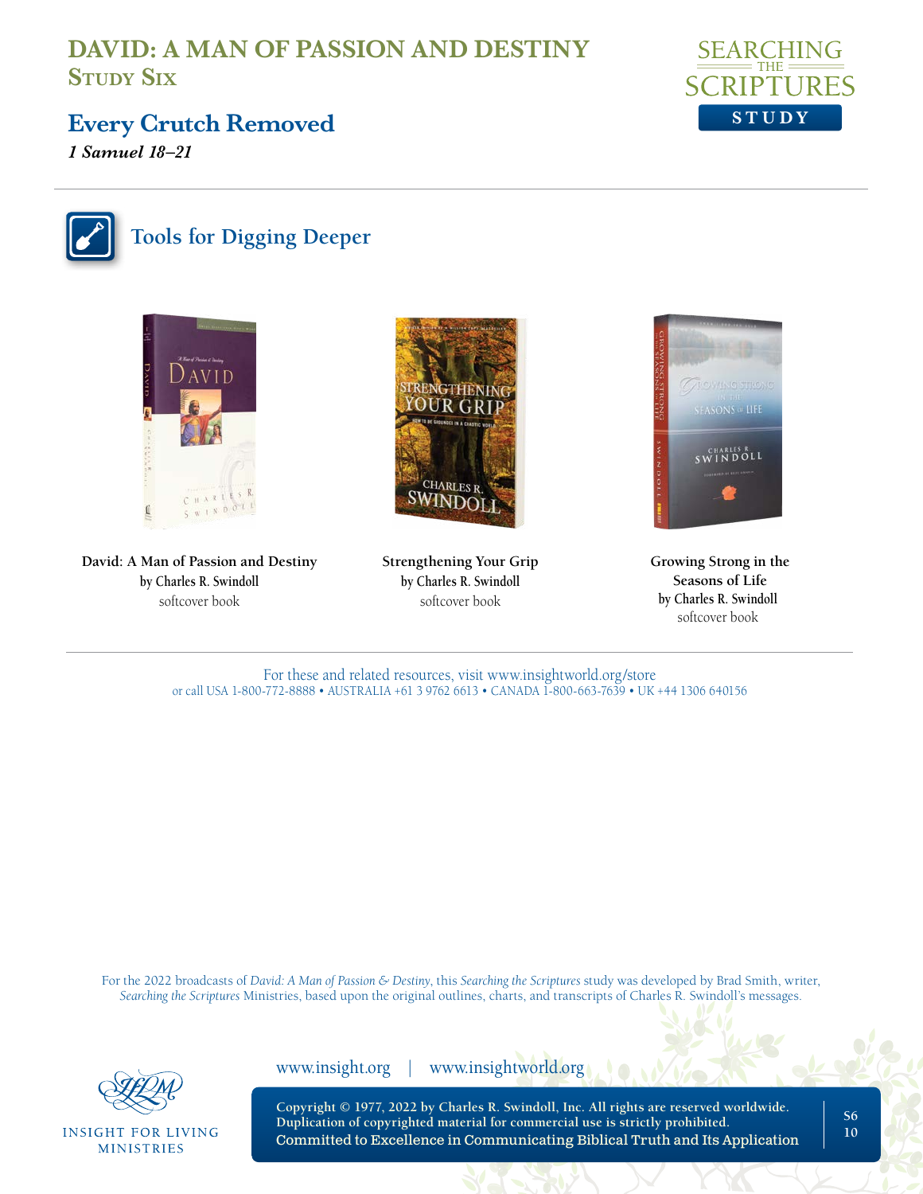# DAVID: A MAN OF PASSION AND DESTINY
## Study Six

## Every Crutch Removed
*1 Samuel 18–21*

### Tools for Digging Deeper

**David: A Man of Passion and Destiny**
by Charles R. Swindoll
softcover book

**Strengthening Your Grip**
by Charles R. Swindoll
softcover book

**Growing Strong in the Seasons of Life**
by Charles R. Swindoll
softcover book

For these and related resources, visit www.insightworld.org/store
or call USA 1-800-772-8888 • AUSTRALIA +61 3 9762 6613 • CANADA 1-800-663-7639 • UK +44 1306 640156

For the 2022 broadcasts of *David: A Man of Passion & Destiny*, this *Searching the Scriptures* study was developed by Brad Smith, writer, *Searching the Scriptures* Ministries, based upon the original outlines, charts, and transcripts of Charles R. Swindoll's messages.

www.insight.org | www.insightworld.org

Copyright © 1977, 2022 by Charles R. Swindoll, Inc. All rights are reserved worldwide. Duplication of copyrighted material for commercial use is strictly prohibited.
Committed to Excellence in Communicating Biblical Truth and Its Application